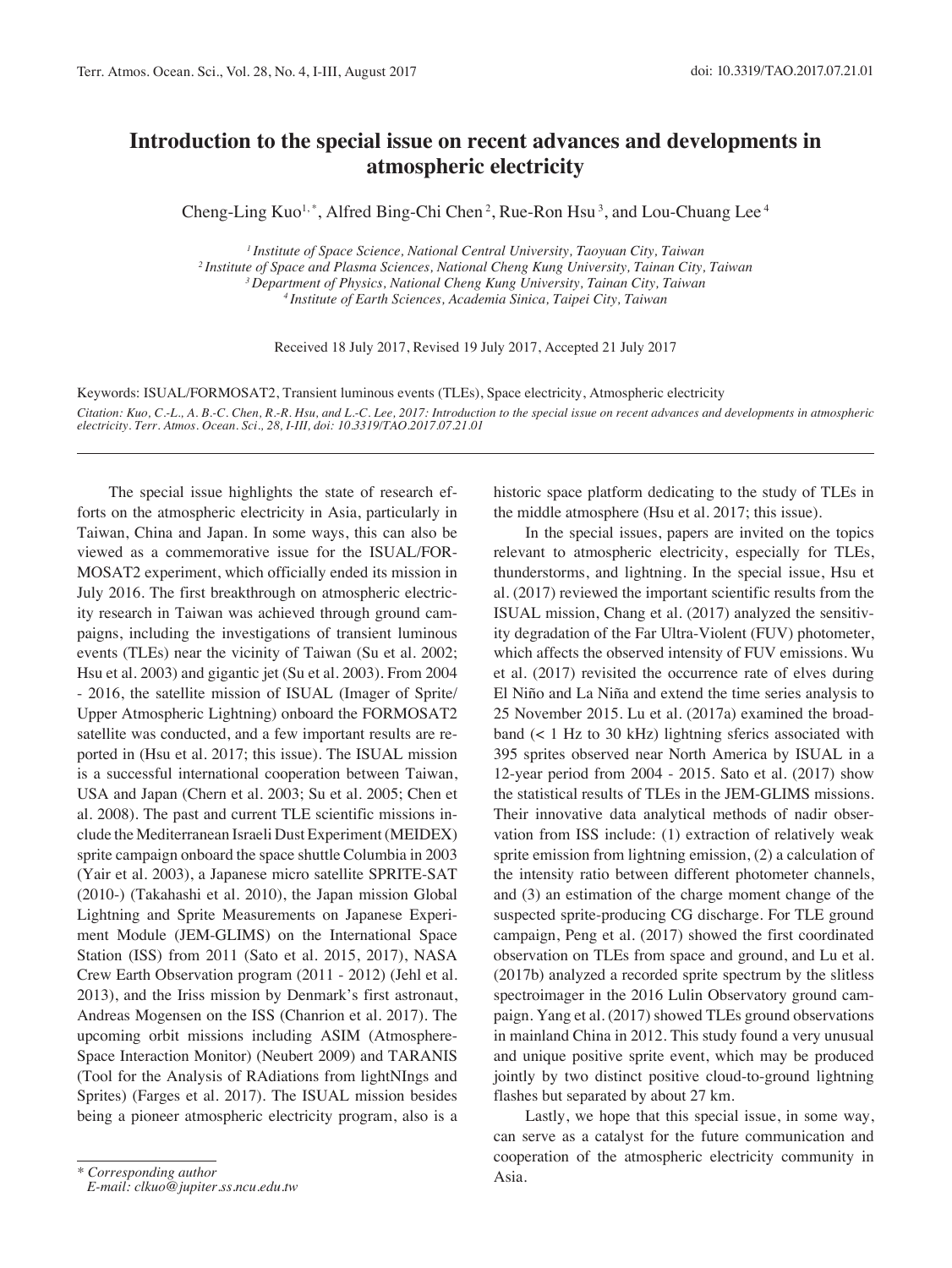# Introduction to the special issue on recent advances and developments in atmospheric electricity

Cheng-Ling Kuo[1,*], Alfred Bing-Chi Chen[2], Rue-Ron Hsu[3], and Lou-Chuang Lee[4]

*[1] Institute of Space Science, National Central University, Taoyuan City, Taiwan*
*[2] Institute of Space and Plasma Sciences, National Cheng Kung University, Tainan City, Taiwan*
*[3] Department of Physics, National Cheng Kung University, Tainan City, Taiwan*
*[4] Institute of Earth Sciences, Academia Sinica, Taipei City, Taiwan*

Received 18 July 2017, Revised 19 July 2017, Accepted 21 July 2017

Keywords: ISUAL/FORMOSAT2, Transient luminous events (TLEs), Space electricity, Atmospheric electricity

*Citation: Kuo, C.-L., A. B.-C. Chen, R.-R. Hsu, and L.-C. Lee, 2017: Introduction to the special issue on recent advances and developments in atmospheric electricity. Terr. Atmos. Ocean. Sci., 28, I-III, doi: 10.3319/TAO.2017.07.21.01*

The special issue highlights the state of research efforts on the atmospheric electricity in Asia, particularly in Taiwan, China and Japan. In some ways, this can also be viewed as a commemorative issue for the ISUAL/FORMOSAT2 experiment, which officially ended its mission in July 2016. The first breakthrough on atmospheric electricity research in Taiwan was achieved through ground campaigns, including the investigations of transient luminous events (TLEs) near the vicinity of Taiwan (Su et al. 2002; Hsu et al. 2003) and gigantic jet (Su et al. 2003). From 2004 - 2016, the satellite mission of ISUAL (Imager of Sprite/Upper Atmospheric Lightning) onboard the FORMOSAT2 satellite was conducted, and a few important results are reported in (Hsu et al. 2017; this issue). The ISUAL mission is a successful international cooperation between Taiwan, USA and Japan (Chern et al. 2003; Su et al. 2005; Chen et al. 2008). The past and current TLE scientific missions include the Mediterranean Israeli Dust Experiment (MEIDEX) sprite campaign onboard the space shuttle Columbia in 2003 (Yair et al. 2003), a Japanese micro satellite SPRITE-SAT (2010-) (Takahashi et al. 2010), the Japan mission Global Lightning and Sprite Measurements on Japanese Experiment Module (JEM-GLIMS) on the International Space Station (ISS) from 2011 (Sato et al. 2015, 2017), NASA Crew Earth Observation program (2011 - 2012) (Jehl et al. 2013), and the Iriss mission by Denmark's first astronaut, Andreas Mogensen on the ISS (Chanrion et al. 2017). The upcoming orbit missions including ASIM (Atmosphere-Space Interaction Monitor) (Neubert 2009) and TARANIS (Tool for the Analysis of RAdiations from lightNIngs and Sprites) (Farges et al. 2017). The ISUAL mission besides being a pioneer atmospheric electricity program, also is a historic space platform dedicating to the study of TLEs in the middle atmosphere (Hsu et al. 2017; this issue).

In the special issues, papers are invited on the topics relevant to atmospheric electricity, especially for TLEs, thunderstorms, and lightning. In the special issue, Hsu et al. (2017) reviewed the important scientific results from the ISUAL mission, Chang et al. (2017) analyzed the sensitivity degradation of the Far Ultra-Violent (FUV) photometer, which affects the observed intensity of FUV emissions. Wu et al. (2017) revisited the occurrence rate of elves during El Niño and La Niña and extend the time series analysis to 25 November 2015. Lu et al. (2017a) examined the broadband (< 1 Hz to 30 kHz) lightning sferics associated with 395 sprites observed near North America by ISUAL in a 12-year period from 2004 - 2015. Sato et al. (2017) show the statistical results of TLEs in the JEM-GLIMS missions. Their innovative data analytical methods of nadir observation from ISS include: (1) extraction of relatively weak sprite emission from lightning emission, (2) a calculation of the intensity ratio between different photometer channels, and (3) an estimation of the charge moment change of the suspected sprite-producing CG discharge. For TLE ground campaign, Peng et al. (2017) showed the first coordinated observation on TLEs from space and ground, and Lu et al. (2017b) analyzed a recorded sprite spectrum by the slitless spectroimager in the 2016 Lulin Observatory ground campaign. Yang et al. (2017) showed TLEs ground observations in mainland China in 2012. This study found a very unusual and unique positive sprite event, which may be produced jointly by two distinct positive cloud-to-ground lightning flashes but separated by about 27 km.

Lastly, we hope that this special issue, in some way, can serve as a catalyst for the future communication and cooperation of the atmospheric electricity community in Asia.

---

*\* Corresponding author*
*E-mail: clkuo@jupiter.ss.ncu.edu.tw*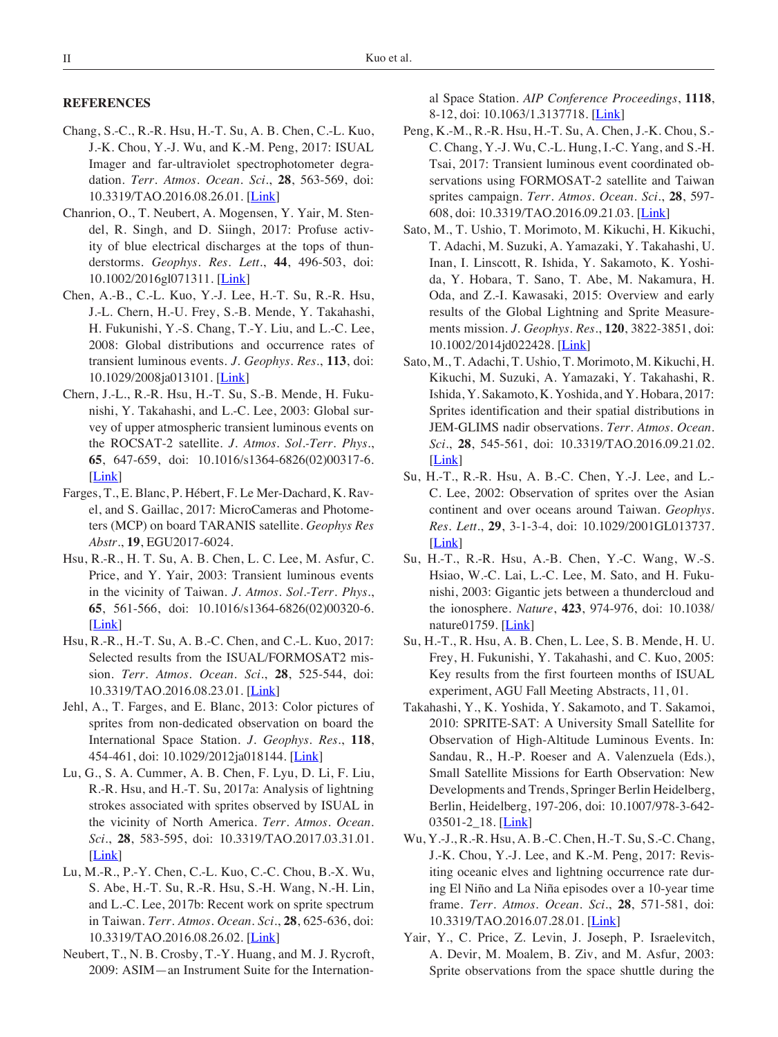## REFERENCES

Chang, S.-C., R.-R. Hsu, H.-T. Su, A. B. Chen, C.-L. Kuo, J.-K. Chou, Y.-J. Wu, and K.-M. Peng, 2017: ISUAL Imager and far-ultraviolet spectrophotometer degradation. *Terr. Atmos. Ocean. Sci.*, **28**, 563-569, doi: 10.3319/TAO.2016.08.26.01. [Link]

Chanrion, O., T. Neubert, A. Mogensen, Y. Yair, M. Stendel, R. Singh, and D. Siingh, 2017: Profuse activity of blue electrical discharges at the tops of thunderstorms. *Geophys. Res. Lett.*, **44**, 496-503, doi: 10.1002/2016gl071311. [Link]

Chen, A.-B., C.-L. Kuo, Y.-J. Lee, H.-T. Su, R.-R. Hsu, J.-L. Chern, H.-U. Frey, S.-B. Mende, Y. Takahashi, H. Fukunishi, Y.-S. Chang, T.-Y. Liu, and L.-C. Lee, 2008: Global distributions and occurrence rates of transient luminous events. *J. Geophys. Res.*, **113**, doi: 10.1029/2008ja013101. [Link]

Chern, J.-L., R.-R. Hsu, H.-T. Su, S.-B. Mende, H. Fukunishi, Y. Takahashi, and L.-C. Lee, 2003: Global survey of upper atmospheric transient luminous events on the ROCSAT-2 satellite. *J. Atmos. Sol.-Terr. Phys.*, **65**, 647-659, doi: 10.1016/s1364-6826(02)00317-6. [Link]

Farges, T., E. Blanc, P. Hébert, F. Le Mer-Dachard, K. Ravel, and S. Gaillac, 2017: MicroCameras and Photometers (MCP) on board TARANIS satellite. *Geophys Res Abstr.*, **19**, EGU2017-6024.

Hsu, R.-R., H. T. Su, A. B. Chen, L. C. Lee, M. Asfur, C. Price, and Y. Yair, 2003: Transient luminous events in the vicinity of Taiwan. *J. Atmos. Sol.-Terr. Phys.*, **65**, 561-566, doi: 10.1016/s1364-6826(02)00320-6. [Link]

Hsu, R.-R., H.-T. Su, A. B.-C. Chen, and C.-L. Kuo, 2017: Selected results from the ISUAL/FORMOSAT2 mission. *Terr. Atmos. Ocean. Sci.*, **28**, 525-544, doi: 10.3319/TAO.2016.08.23.01. [Link]

Jehl, A., T. Farges, and E. Blanc, 2013: Color pictures of sprites from non-dedicated observation on board the International Space Station. *J. Geophys. Res.*, **118**, 454-461, doi: 10.1029/2012ja018144. [Link]

Lu, G., S. A. Cummer, A. B. Chen, F. Lyu, D. Li, F. Liu, R.-R. Hsu, and H.-T. Su, 2017a: Analysis of lightning strokes associated with sprites observed by ISUAL in the vicinity of North America. *Terr. Atmos. Ocean. Sci.*, **28**, 583-595, doi: 10.3319/TAO.2017.03.31.01. [Link]

Lu, M.-R., P.-Y. Chen, C.-L. Kuo, C.-C. Chou, B.-X. Wu, S. Abe, H.-T. Su, R.-R. Hsu, S.-H. Wang, N.-H. Lin, and L.-C. Lee, 2017b: Recent work on sprite spectrum in Taiwan. *Terr. Atmos. Ocean. Sci.*, **28**, 625-636, doi: 10.3319/TAO.2016.08.26.02. [Link]

Neubert, T., N. B. Crosby, T.-Y. Huang, and M. J. Rycroft, 2009: ASIM—an Instrument Suite for the International Space Station. *AIP Conference Proceedings*, **1118**, 8-12, doi: 10.1063/1.3137718. [Link]

Peng, K.-M., R.-R. Hsu, H.-T. Su, A. Chen, J.-K. Chou, S.-C. Chang, Y.-J. Wu, C.-L. Hung, I.-C. Yang, and S.-H. Tsai, 2017: Transient luminous event coordinated observations using FORMOSAT-2 satellite and Taiwan sprites campaign. *Terr. Atmos. Ocean. Sci.*, **28**, 597-608, doi: 10.3319/TAO.2016.09.21.03. [Link]

Sato, M., T. Ushio, T. Morimoto, M. Kikuchi, H. Kikuchi, T. Adachi, M. Suzuki, A. Yamazaki, Y. Takahashi, U. Inan, I. Linscott, R. Ishida, Y. Sakamoto, K. Yoshida, Y. Hobara, T. Sano, T. Abe, M. Nakamura, H. Oda, and Z.-I. Kawasaki, 2015: Overview and early results of the Global Lightning and Sprite Measurements mission. *J. Geophys. Res.*, **120**, 3822-3851, doi: 10.1002/2014jd022428. [Link]

Sato, M., T. Adachi, T. Ushio, T. Morimoto, M. Kikuchi, H. Kikuchi, M. Suzuki, A. Yamazaki, Y. Takahashi, R. Ishida, Y. Sakamoto, K. Yoshida, and Y. Hobara, 2017: Sprites identification and their spatial distributions in JEM-GLIMS nadir observations. *Terr. Atmos. Ocean. Sci.*, **28**, 545-561, doi: 10.3319/TAO.2016.09.21.02. [Link]

Su, H.-T., R.-R. Hsu, A. B.-C. Chen, Y.-J. Lee, and L.-C. Lee, 2002: Observation of sprites over the Asian continent and over oceans around Taiwan. *Geophys. Res. Lett.*, **29**, 3-1-3-4, doi: 10.1029/2001GL013737. [Link]

Su, H.-T., R.-R. Hsu, A.-B. Chen, Y.-C. Wang, W.-S. Hsiao, W.-C. Lai, L.-C. Lee, M. Sato, and H. Fukunishi, 2003: Gigantic jets between a thundercloud and the ionosphere. *Nature*, **423**, 974-976, doi: 10.1038/nature01759. [Link]

Su, H.-T., R. Hsu, A. B. Chen, L. Lee, S. B. Mende, H. U. Frey, H. Fukunishi, Y. Takahashi, and C. Kuo, 2005: Key results from the first fourteen months of ISUAL experiment, AGU Fall Meeting Abstracts, 11, 01.

Takahashi, Y., K. Yoshida, Y. Sakamoto, and T. Sakamoi, 2010: SPRITE-SAT: A University Small Satellite for Observation of High-Altitude Luminous Events. In: Sandau, R., H.-P. Roeser and A. Valenzuela (Eds.), Small Satellite Missions for Earth Observation: New Developments and Trends, Springer Berlin Heidelberg, Berlin, Heidelberg, 197-206, doi: 10.1007/978-3-642-03501-2_18. [Link]

Wu, Y.-J., R.-R. Hsu, A. B.-C. Chen, H.-T. Su, S.-C. Chang, J.-K. Chou, Y.-J. Lee, and K.-M. Peng, 2017: Revisiting oceanic elves and lightning occurrence rate during El Niño and La Niña episodes over a 10-year time frame. *Terr. Atmos. Ocean. Sci.*, **28**, 571-581, doi: 10.3319/TAO.2016.07.28.01. [Link]

Yair, Y., C. Price, Z. Levin, J. Joseph, P. Israelevitch, A. Devir, M. Moalem, B. Ziv, and M. Asfur, 2003: Sprite observations from the space shuttle during the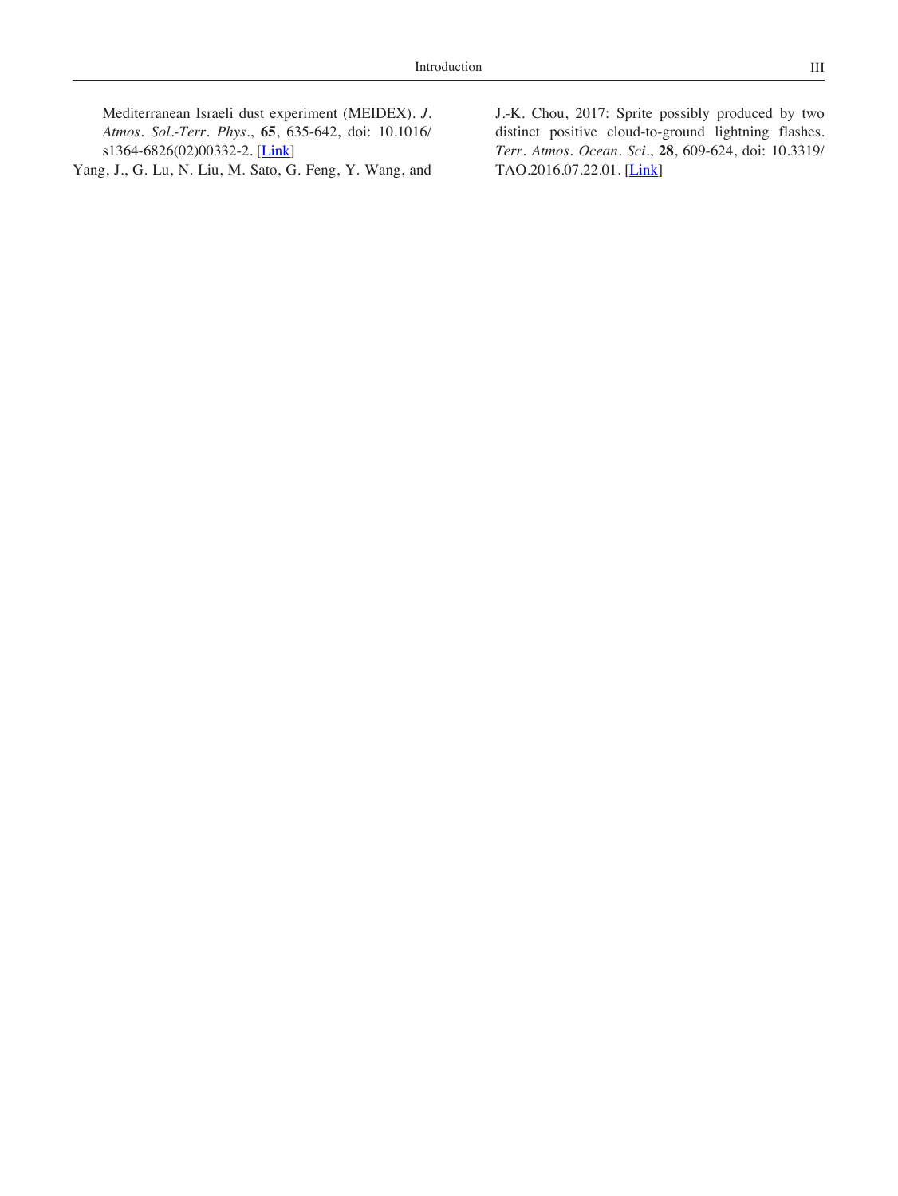Mediterranean Israeli dust experiment (MEIDEX). *J. Atmos. Sol.-Terr. Phys.*, **65**, 635-642, doi: 10.1016/s1364-6826(02)00332-2. [Link]

Yang, J., G. Lu, N. Liu, M. Sato, G. Feng, Y. Wang, and J.-K. Chou, 2017: Sprite possibly produced by two distinct positive cloud-to-ground lightning flashes. *Terr. Atmos. Ocean. Sci.*, **28**, 609-624, doi: 10.3319/TAO.2016.07.22.01. [Link]